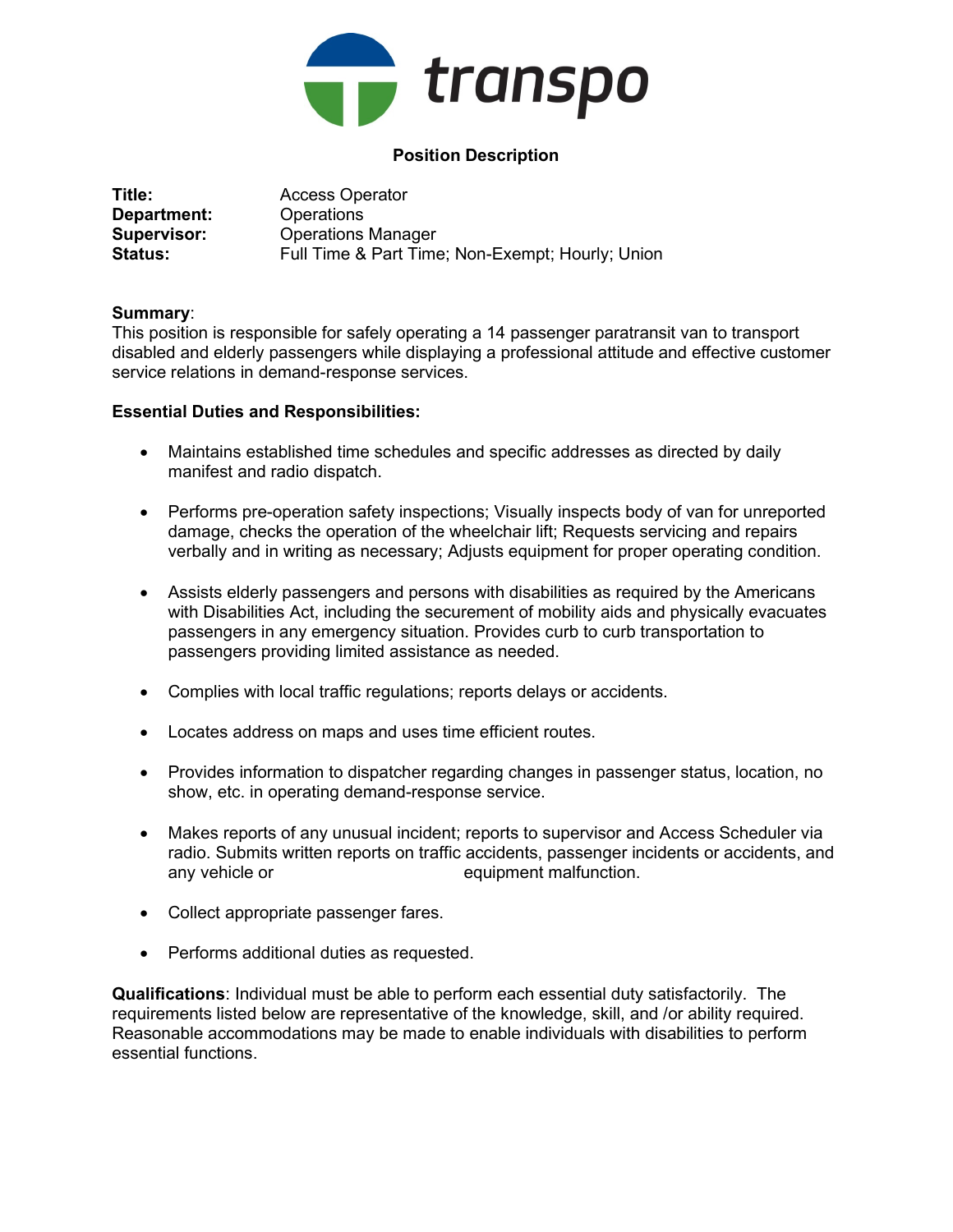transpo

**Position Description**

**Title:** Access Operator
**Department:** Operations
**Supervisor:** Operations Manager
**Status:** Full Time & Part Time; Non-Exempt; Hourly; Union

**Summary**:
This position is responsible for safely operating a 14 passenger paratransit van to transport disabled and elderly passengers while displaying a professional attitude and effective customer service relations in demand-response services.

**Essential Duties and Responsibilities:**

- Maintains established time schedules and specific addresses as directed by daily manifest and radio dispatch.
- Performs pre-operation safety inspections; Visually inspects body of van for unreported damage, checks the operation of the wheelchair lift; Requests servicing and repairs verbally and in writing as necessary; Adjusts equipment for proper operating condition.
- Assists elderly passengers and persons with disabilities as required by the Americans with Disabilities Act, including the securement of mobility aids and physically evacuates passengers in any emergency situation. Provides curb to curb transportation to passengers providing limited assistance as needed.
- Complies with local traffic regulations; reports delays or accidents.
- Locates address on maps and uses time efficient routes.
- Provides information to dispatcher regarding changes in passenger status, location, no show, etc. in operating demand-response service.
- Makes reports of any unusual incident; reports to supervisor and Access Scheduler via radio. Submits written reports on traffic accidents, passenger incidents or accidents, and any vehicle or equipment malfunction.
- Collect appropriate passenger fares.
- Performs additional duties as requested.

**Qualifications**: Individual must be able to perform each essential duty satisfactorily. The requirements listed below are representative of the knowledge, skill, and /or ability required. Reasonable accommodations may be made to enable individuals with disabilities to perform essential functions.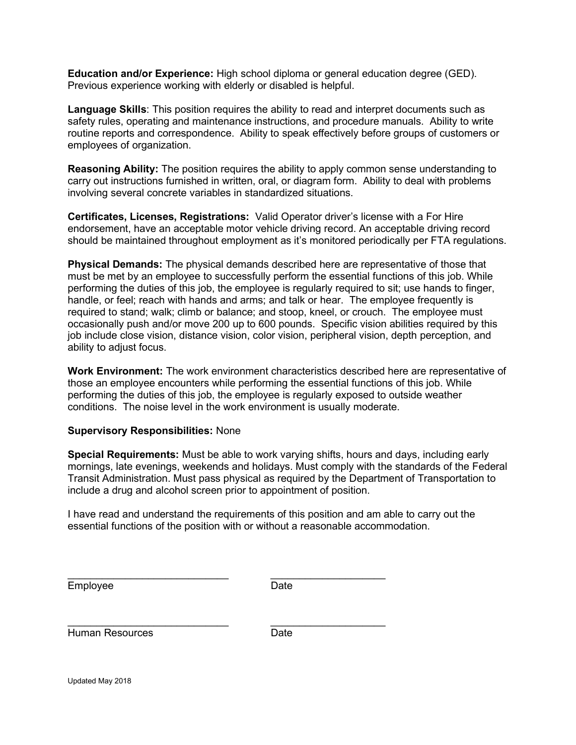**Education and/or Experience:** High school diploma or general education degree (GED). Previous experience working with elderly or disabled is helpful.

**Language Skills**: This position requires the ability to read and interpret documents such as safety rules, operating and maintenance instructions, and procedure manuals. Ability to write routine reports and correspondence. Ability to speak effectively before groups of customers or employees of organization.

**Reasoning Ability:** The position requires the ability to apply common sense understanding to carry out instructions furnished in written, oral, or diagram form. Ability to deal with problems involving several concrete variables in standardized situations.

**Certificates, Licenses, Registrations:** Valid Operator driver's license with a For Hire endorsement, have an acceptable motor vehicle driving record. An acceptable driving record should be maintained throughout employment as it's monitored periodically per FTA regulations.

**Physical Demands:** The physical demands described here are representative of those that must be met by an employee to successfully perform the essential functions of this job. While performing the duties of this job, the employee is regularly required to sit; use hands to finger, handle, or feel; reach with hands and arms; and talk or hear. The employee frequently is required to stand; walk; climb or balance; and stoop, kneel, or crouch. The employee must occasionally push and/or move 200 up to 600 pounds. Specific vision abilities required by this job include close vision, distance vision, color vision, peripheral vision, depth perception, and ability to adjust focus.

**Work Environment:** The work environment characteristics described here are representative of those an employee encounters while performing the essential functions of this job. While performing the duties of this job, the employee is regularly exposed to outside weather conditions. The noise level in the work environment is usually moderate.

**Supervisory Responsibilities:** None

**Special Requirements:** Must be able to work varying shifts, hours and days, including early mornings, late evenings, weekends and holidays. Must comply with the standards of the Federal Transit Administration. Must pass physical as required by the Department of Transportation to include a drug and alcohol screen prior to appointment of position.

I have read and understand the requirements of this position and am able to carry out the essential functions of the position with or without a reasonable accommodation.

\_\_\_\_\_\_\_\_\_\_\_\_\_\_\_\_\_\_\_\_\_\_\_\_\_\_\_\_ \_\_\_\_\_\_\_\_\_\_\_\_\_\_\_\_\_\_\_\_

Employee Date

\_\_\_\_\_\_\_\_\_\_\_\_\_\_\_\_\_\_\_\_\_\_\_\_\_\_\_\_ \_\_\_\_\_\_\_\_\_\_\_\_\_\_\_\_\_\_\_\_

Human Resources Date

Updated May 2018